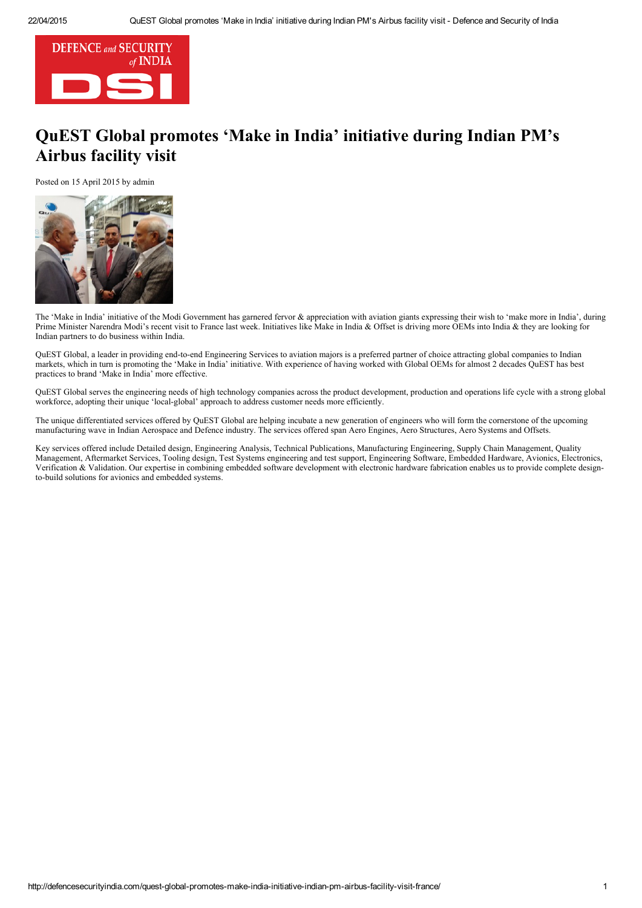# QuEST Global promotes 'Make in India' initiative during Indian PM's Airbus facility visit

Posted on 15 April 2015 by admin

The 'Make in India' initiative of the Modi Government has garnered fervor & appreciation with aviation giants expressing their wish to 'make more in India', during Prime Minister Narendra Modi's recent visit to France last week. Initiatives like Make in India & Offset is driving more OEMs into India & they are looking for Indian partners to do business within India.

QuEST Global, a leader in providing end-to-end Engineering Services to aviation majors is a preferred partner of choice attracting global companies to Indian markets, which in turn is promoting the 'Make in India' initiative. With experience of having worked with Global OEMs for almost 2 decades QuEST has best practices to brand 'Make in India' more effective.

QuEST Global serves the engineering needs of high technology companies across the product development, production and operations life cycle with a strong global workforce, adopting their unique 'local-global' approach to address customer needs more efficiently.

The unique differentiated services offered by QuEST Global are helping incubate a new generation of engineers who will form the cornerstone of the upcoming manufacturing wave in Indian Aerospace and Defence industry. The services offered span Aero Engines, Aero Structures, Aero Systems and Offsets.

Key services offered include Detailed design, Engineering Analysis, Technical Publications, Manufacturing Engineering, Supply Chain Management, Quality Management, Aftermarket Services, Tooling design, Test Systems engineering and test support, Engineering Software, Embedded Hardware, Avionics, Electronics, Verification & Validation. Our expertise in combining embedded software development with electronic hardware fabrication enables us to provide complete design-to-build solutions for avionics and embedded systems.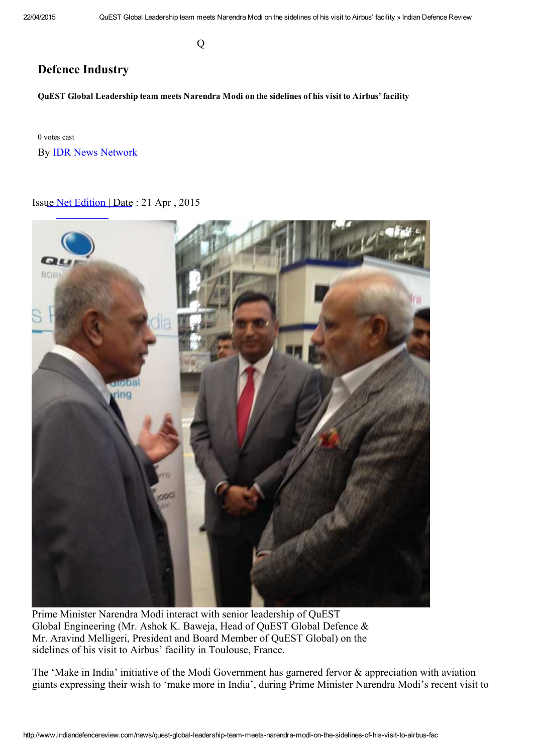Q

# Defence Industry

**QuEST Global Leadership team meets Narendra Modi on the sidelines of his visit to Airbus' facility**

0 votes cast

By IDR News Network

Issue Net Edition | Date : 21 Apr , 2015

Prime Minister Narendra Modi interact with senior leadership of QuEST Global Engineering (Mr. Ashok K. Baweja, Head of QuEST Global Defence & Mr. Aravind Melligeri, President and Board Member of QuEST Global) on the sidelines of his visit to Airbus' facility in Toulouse, France.

The 'Make in India' initiative of the Modi Government has garnered fervor & appreciation with aviation giants expressing their wish to 'make more in India', during Prime Minister Narendra Modi's recent visit to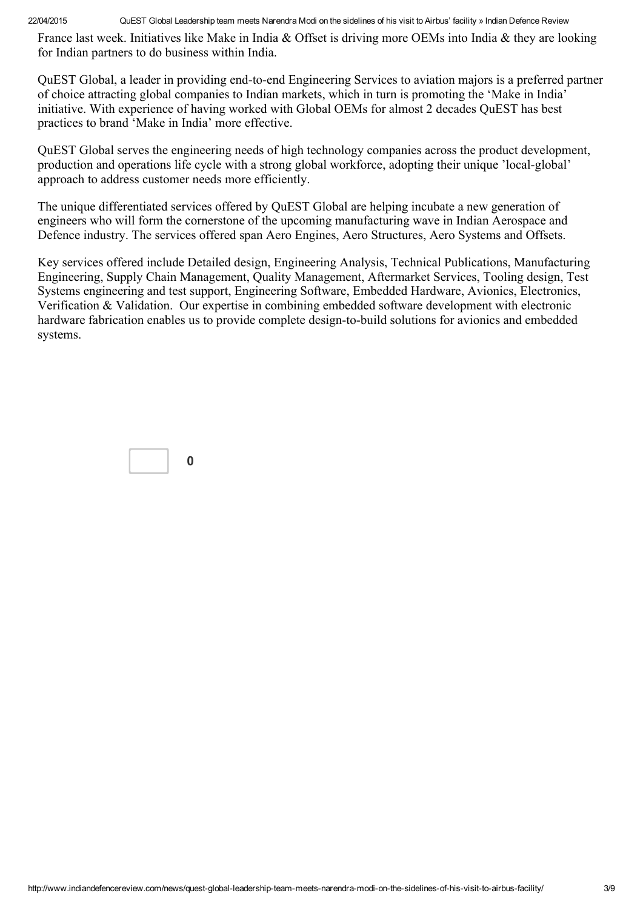France last week. Initiatives like Make in India & Offset is driving more OEMs into India & they are looking for Indian partners to do business within India.

QuEST Global, a leader in providing end-to-end Engineering Services to aviation majors is a preferred partner of choice attracting global companies to Indian markets, which in turn is promoting the 'Make in India' initiative. With experience of having worked with Global OEMs for almost 2 decades QuEST has best practices to brand 'Make in India' more effective.

QuEST Global serves the engineering needs of high technology companies across the product development, production and operations life cycle with a strong global workforce, adopting their unique 'local-global' approach to address customer needs more efficiently.

The unique differentiated services offered by QuEST Global are helping incubate a new generation of engineers who will form the cornerstone of the upcoming manufacturing wave in Indian Aerospace and Defence industry. The services offered span Aero Engines, Aero Structures, Aero Systems and Offsets.

Key services offered include Detailed design, Engineering Analysis, Technical Publications, Manufacturing Engineering, Supply Chain Management, Quality Management, Aftermarket Services, Tooling design, Test Systems engineering and test support, Engineering Software, Embedded Hardware, Avionics, Electronics, Verification & Validation. Our expertise in combining embedded software development with electronic hardware fabrication enables us to provide complete design-to-build solutions for avionics and embedded systems.

0